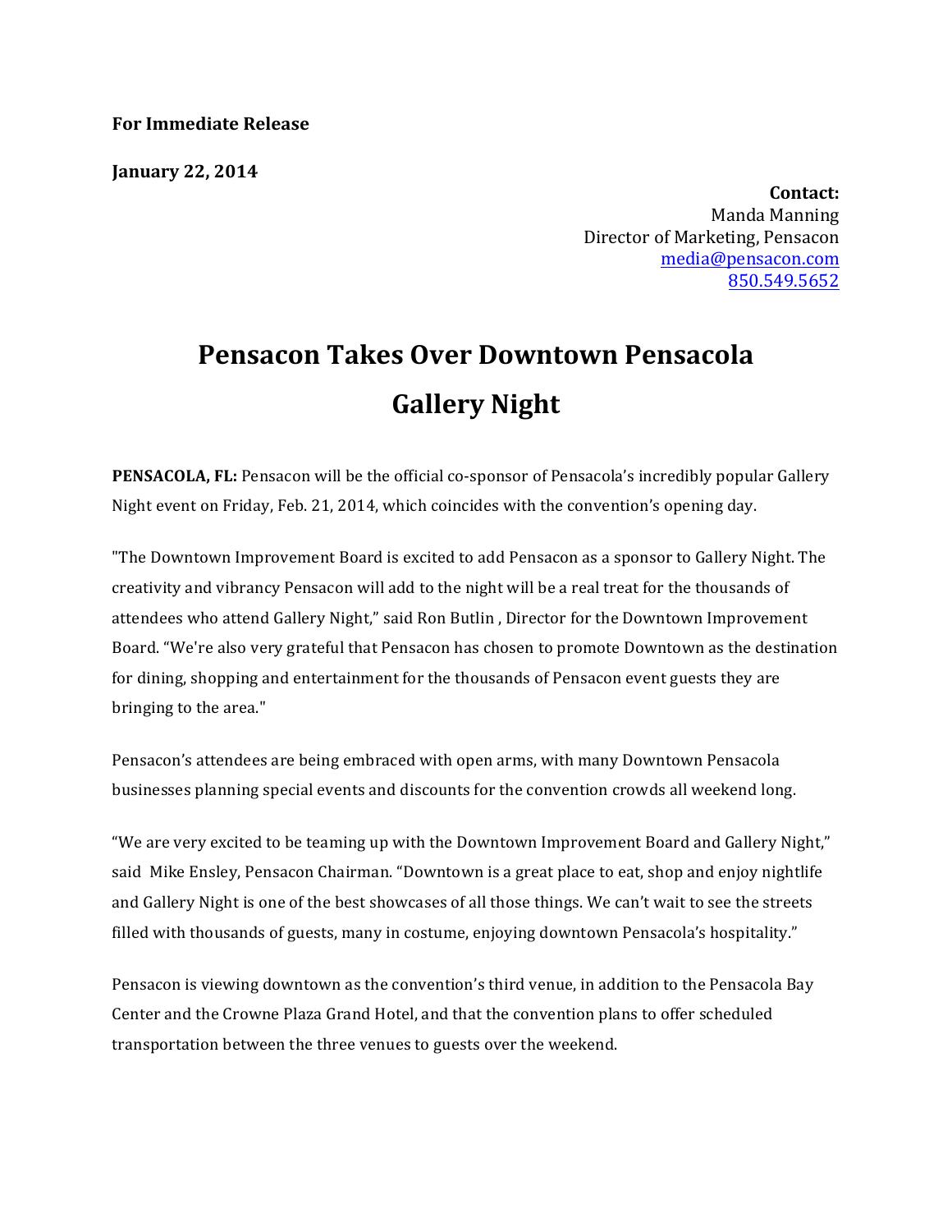**For Immediate Release**

**January 22, 2014**

**Contact:**
Manda Manning
Director of Marketing, Pensacon
media@pensacon.com
850.549.5652

# Pensacon Takes Over Downtown Pensacola Gallery Night

**PENSACOLA, FL:** Pensacon will be the official co-sponsor of Pensacola's incredibly popular Gallery Night event on Friday, Feb. 21, 2014, which coincides with the convention's opening day.

"The Downtown Improvement Board is excited to add Pensacon as a sponsor to Gallery Night. The creativity and vibrancy Pensacon will add to the night will be a real treat for the thousands of attendees who attend Gallery Night," said Ron Butlin , Director for the Downtown Improvement Board. "We're also very grateful that Pensacon has chosen to promote Downtown as the destination for dining, shopping and entertainment for the thousands of Pensacon event guests they are bringing to the area."

Pensacon's attendees are being embraced with open arms, with many Downtown Pensacola businesses planning special events and discounts for the convention crowds all weekend long.

"We are very excited to be teaming up with the Downtown Improvement Board and Gallery Night," said Mike Ensley, Pensacon Chairman. "Downtown is a great place to eat, shop and enjoy nightlife and Gallery Night is one of the best showcases of all those things. We can't wait to see the streets filled with thousands of guests, many in costume, enjoying downtown Pensacola's hospitality."

Pensacon is viewing downtown as the convention's third venue, in addition to the Pensacola Bay Center and the Crowne Plaza Grand Hotel, and that the convention plans to offer scheduled transportation between the three venues to guests over the weekend.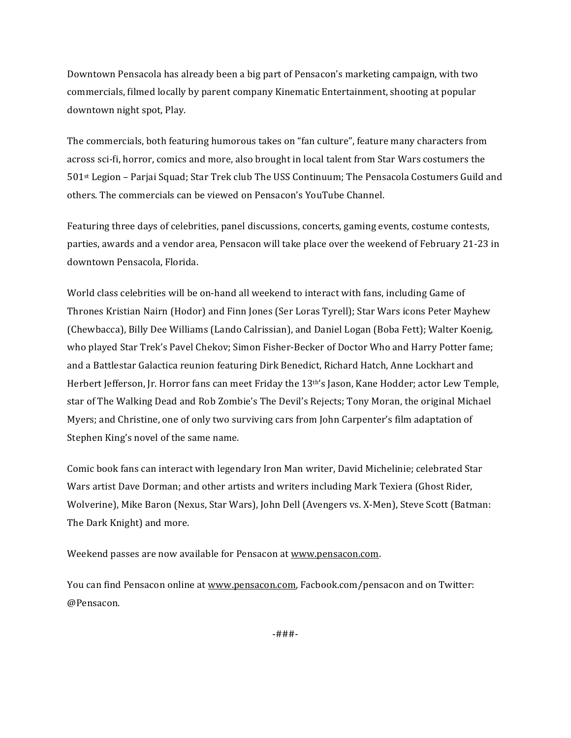Downtown Pensacola has already been a big part of Pensacon's marketing campaign, with two commercials, filmed locally by parent company Kinematic Entertainment, shooting at popular downtown night spot, Play.

The commercials, both featuring humorous takes on "fan culture", feature many characters from across sci-fi, horror, comics and more, also brought in local talent from Star Wars costumers the 501st Legion – Parjai Squad; Star Trek club The USS Continuum; The Pensacola Costumers Guild and others. The commercials can be viewed on Pensacon's YouTube Channel.

Featuring three days of celebrities, panel discussions, concerts, gaming events, costume contests, parties, awards and a vendor area, Pensacon will take place over the weekend of February 21-23 in downtown Pensacola, Florida.

World class celebrities will be on-hand all weekend to interact with fans, including Game of Thrones Kristian Nairn (Hodor) and Finn Jones (Ser Loras Tyrell); Star Wars icons Peter Mayhew (Chewbacca), Billy Dee Williams (Lando Calrissian), and Daniel Logan (Boba Fett); Walter Koenig, who played Star Trek's Pavel Chekov; Simon Fisher-Becker of Doctor Who and Harry Potter fame; and a Battlestar Galactica reunion featuring Dirk Benedict, Richard Hatch, Anne Lockhart and Herbert Jefferson, Jr. Horror fans can meet Friday the 13th's Jason, Kane Hodder; actor Lew Temple, star of The Walking Dead and Rob Zombie's The Devil's Rejects; Tony Moran, the original Michael Myers; and Christine, one of only two surviving cars from John Carpenter's film adaptation of Stephen King's novel of the same name.

Comic book fans can interact with legendary Iron Man writer, David Michelinie; celebrated Star Wars artist Dave Dorman; and other artists and writers including Mark Texiera (Ghost Rider, Wolverine), Mike Baron (Nexus, Star Wars), John Dell (Avengers vs. X-Men), Steve Scott (Batman: The Dark Knight) and more.

Weekend passes are now available for Pensacon at www.pensacon.com.

You can find Pensacon online at www.pensacon.com, Facbook.com/pensacon and on Twitter: @Pensacon.

-###-